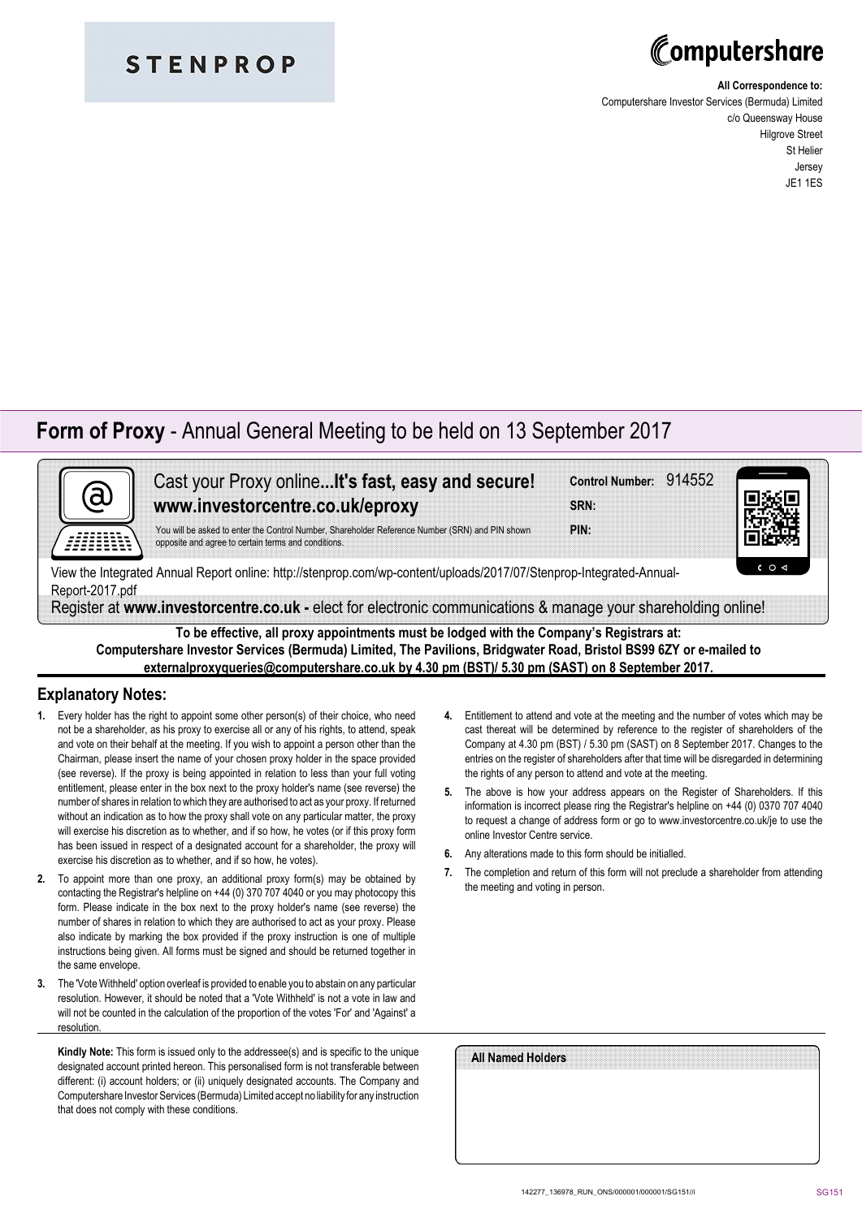STENPROP

Computershare

**All Correspondence to:**
Computershare Investor Services (Bermuda) Limited
c/o Queensway House
Hilgrove Street
St Helier
Jersey
JE1 1ES

# **Form of Proxy** - Annual General Meeting to be held on 13 September 2017

Cast your Proxy online**...It's fast, easy and secure!**
**www.investorcentre.co.uk/eproxy**

You will be asked to enter the Control Number, Shareholder Reference Number (SRN) and PIN shown opposite and agree to certain terms and conditions.

**Control Number:** 914552
**SRN:**
**PIN:**

View the Integrated Annual Report online: http://stenprop.com/wp-content/uploads/2017/07/Stenprop-Integrated-Annual-Report-2017.pdf

Register at **www.investorcentre.co.uk -** elect for electronic communications & manage your shareholding online!

**To be effective, all proxy appointments must be lodged with the Company's Registrars at: Computershare Investor Services (Bermuda) Limited, The Pavilions, Bridgwater Road, Bristol BS99 6ZY or e-mailed to externalproxyqueries@computershare.co.uk by 4.30 pm (BST)/ 5.30 pm (SAST) on 8 September 2017.**

## Explanatory Notes:

1. Every holder has the right to appoint some other person(s) of their choice, who need not be a shareholder, as his proxy to exercise all or any of his rights, to attend, speak and vote on their behalf at the meeting. If you wish to appoint a person other than the Chairman, please insert the name of your chosen proxy holder in the space provided (see reverse). If the proxy is being appointed in relation to less than your full voting entitlement, please enter in the box next to the proxy holder's name (see reverse) the number of shares in relation to which they are authorised to act as your proxy. If returned without an indication as to how the proxy shall vote on any particular matter, the proxy will exercise his discretion as to whether, and if so how, he votes (or if this proxy form has been issued in respect of a designated account for a shareholder, the proxy will exercise his discretion as to whether, and if so how, he votes).
2. To appoint more than one proxy, an additional proxy form(s) may be obtained by contacting the Registrar's helpline on +44 (0) 370 707 4040 or you may photocopy this form. Please indicate in the box next to the proxy holder's name (see reverse) the number of shares in relation to which they are authorised to act as your proxy. Please also indicate by marking the box provided if the proxy instruction is one of multiple instructions being given. All forms must be signed and should be returned together in the same envelope.
3. The 'Vote Withheld' option overleaf is provided to enable you to abstain on any particular resolution. However, it should be noted that a 'Vote Withheld' is not a vote in law and will not be counted in the calculation of the proportion of the votes 'For' and 'Against' a resolution.
4. Entitlement to attend and vote at the meeting and the number of votes which may be cast thereat will be determined by reference to the register of shareholders of the Company at 4.30 pm (BST) / 5.30 pm (SAST) on 8 September 2017. Changes to the entries on the register of shareholders after that time will be disregarded in determining the rights of any person to attend and vote at the meeting.
5. The above is how your address appears on the Register of Shareholders. If this information is incorrect please ring the Registrar's helpline on +44 (0) 0370 707 4040 to request a change of address form or go to www.investorcentre.co.uk/je to use the online Investor Centre service.
6. Any alterations made to this form should be initialled.
7. The completion and return of this form will not preclude a shareholder from attending the meeting and voting in person.

**Kindly Note:** This form is issued only to the addressee(s) and is specific to the unique designated account printed hereon. This personalised form is not transferable between different: (i) account holders; or (ii) uniquely designated accounts. The Company and Computershare Investor Services (Bermuda) Limited accept no liability for any instruction that does not comply with these conditions.

**All Named Holders**

142277_136978_RUN_ONS/000001/000001/SG151//i SG151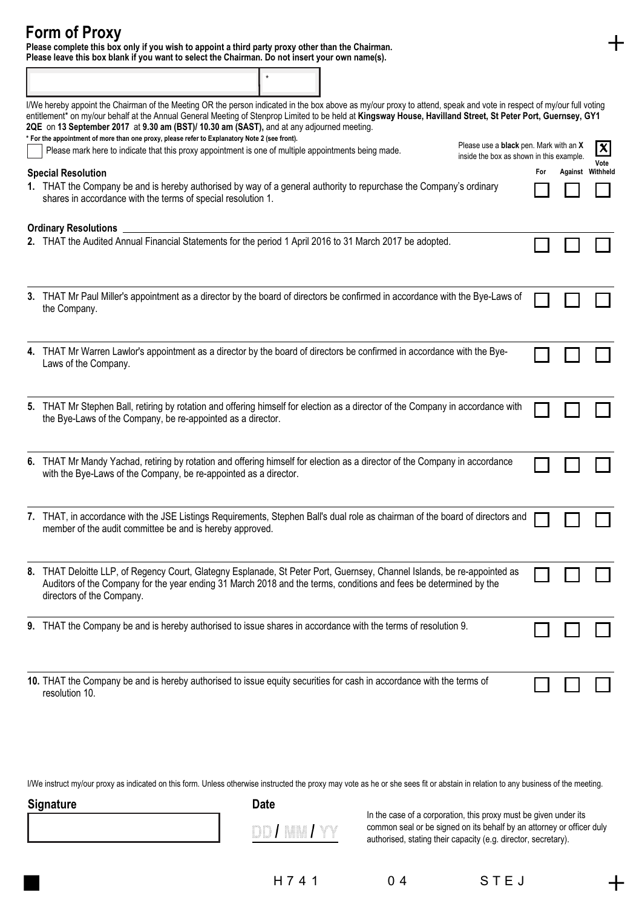# Form of Proxy

**Please complete this box only if you wish to appoint a third party proxy other than the Chairman.**
**Please leave this box blank if you want to select the Chairman. Do not insert your own name(s).**

| | * |
|---|---|

I/We hereby appoint the Chairman of the Meeting OR the person indicated in the box above as my/our proxy to attend, speak and vote in respect of my/our full voting entitlement* on my/our behalf at the Annual General Meeting of Stenprop Limited to be held at **Kingsway House, Havilland Street, St Peter Port, Guernsey, GY1 2QE** on **13 September 2017** at **9.30 am (BST)/ 10.30 am (SAST),** and at any adjourned meeting.

**\* For the appointment of more than one proxy, please refer to Explanatory Note 2 (see front).**

☐ Please mark here to indicate that this proxy appointment is one of multiple appointments being made.

Please use a **black** pen. Mark with an **X** inside the box as shown in this example. ☒

| | For | Against | Vote Withheld |
|---|---|---|---|
| **Special Resolution** | | | |
| **1.** THAT the Company be and is hereby authorised by way of a general authority to repurchase the Company's ordinary shares in accordance with the terms of special resolution 1. | ☐ | ☐ | ☐ |
| **Ordinary Resolutions** | | | |
| **2.** THAT the Audited Annual Financial Statements for the period 1 April 2016 to 31 March 2017 be adopted. | ☐ | ☐ | ☐ |
| **3.** THAT Mr Paul Miller's appointment as a director by the board of directors be confirmed in accordance with the Bye-Laws of the Company. | ☐ | ☐ | ☐ |
| **4.** THAT Mr Warren Lawlor's appointment as a director by the board of directors be confirmed in accordance with the Bye-Laws of the Company. | ☐ | ☐ | ☐ |
| **5.** THAT Mr Stephen Ball, retiring by rotation and offering himself for election as a director of the Company in accordance with the Bye-Laws of the Company, be re-appointed as a director. | ☐ | ☐ | ☐ |
| **6.** THAT Mr Mandy Yachad, retiring by rotation and offering himself for election as a director of the Company in accordance with the Bye-Laws of the Company, be re-appointed as a director. | ☐ | ☐ | ☐ |
| **7.** THAT, in accordance with the JSE Listings Requirements, Stephen Ball's dual role as chairman of the board of directors and member of the audit committee be and is hereby approved. | ☐ | ☐ | ☐ |
| **8.** THAT Deloitte LLP, of Regency Court, Glategny Esplanade, St Peter Port, Guernsey, Channel Islands, be re-appointed as Auditors of the Company for the year ending 31 March 2018 and the terms, conditions and fees be determined by the directors of the Company. | ☐ | ☐ | ☐ |
| **9.** THAT the Company be and is hereby authorised to issue shares in accordance with the terms of resolution 9. | ☐ | ☐ | ☐ |
| **10.** THAT the Company be and is hereby authorised to issue equity securities for cash in accordance with the terms of resolution 10. | ☐ | ☐ | ☐ |

I/We instruct my/our proxy as indicated on this form. Unless otherwise instructed the proxy may vote as he or she sees fit or abstain in relation to any business of the meeting.

**Signature** | **Date** DD / MM / YY

In the case of a corporation, this proxy must be given under its common seal or be signed on its behalf by an attorney or officer duly authorised, stating their capacity (e.g. director, secretary).

H741 04 STEJ